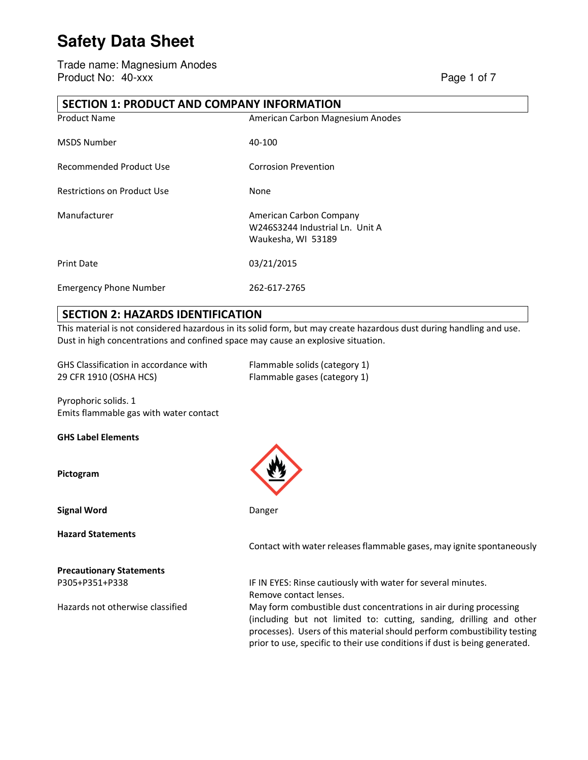# Safety Data Sheet

Trade name: Magnesium Anodes
Product No: 40-xxx

## SECTION 1: PRODUCT AND COMPANY INFORMATION

| | |
|---|---|
| Product Name | American Carbon Magnesium Anodes |
| MSDS Number | 40-100 |
| Recommended Product Use | Corrosion Prevention |
| Restrictions on Product Use | None |
| Manufacturer | American Carbon Company<br>W246S3244 Industrial Ln. Unit A<br>Waukesha, WI 53189 |
| Print Date | 03/21/2015 |
| Emergency Phone Number | 262-617-2765 |

## SECTION 2: HAZARDS IDENTIFICATION

This material is not considered hazardous in its solid form, but may create hazardous dust during handling and use. Dust in high concentrations and confined space may cause an explosive situation.

| | |
|---|---|
| GHS Classification in accordance with 29 CFR 1910 (OSHA HCS) | Flammable solids (category 1)<br>Flammable gases (category 1) |

Pyrophoric solids. 1
Emits flammable gas with water contact

**GHS Label Elements**

**Pictogram**

**Signal Word** Danger

**Hazard Statements**

Contact with water releases flammable gases, may ignite spontaneously

**Precautionary Statements**

| | |
|---|---|
| P305+P351+P338 | IF IN EYES: Rinse cautiously with water for several minutes. Remove contact lenses. |
| Hazards not otherwise classified | May form combustible dust concentrations in air during processing (including but not limited to: cutting, sanding, drilling and other processes). Users of this material should perform combustibility testing prior to use, specific to their use conditions if dust is being generated. |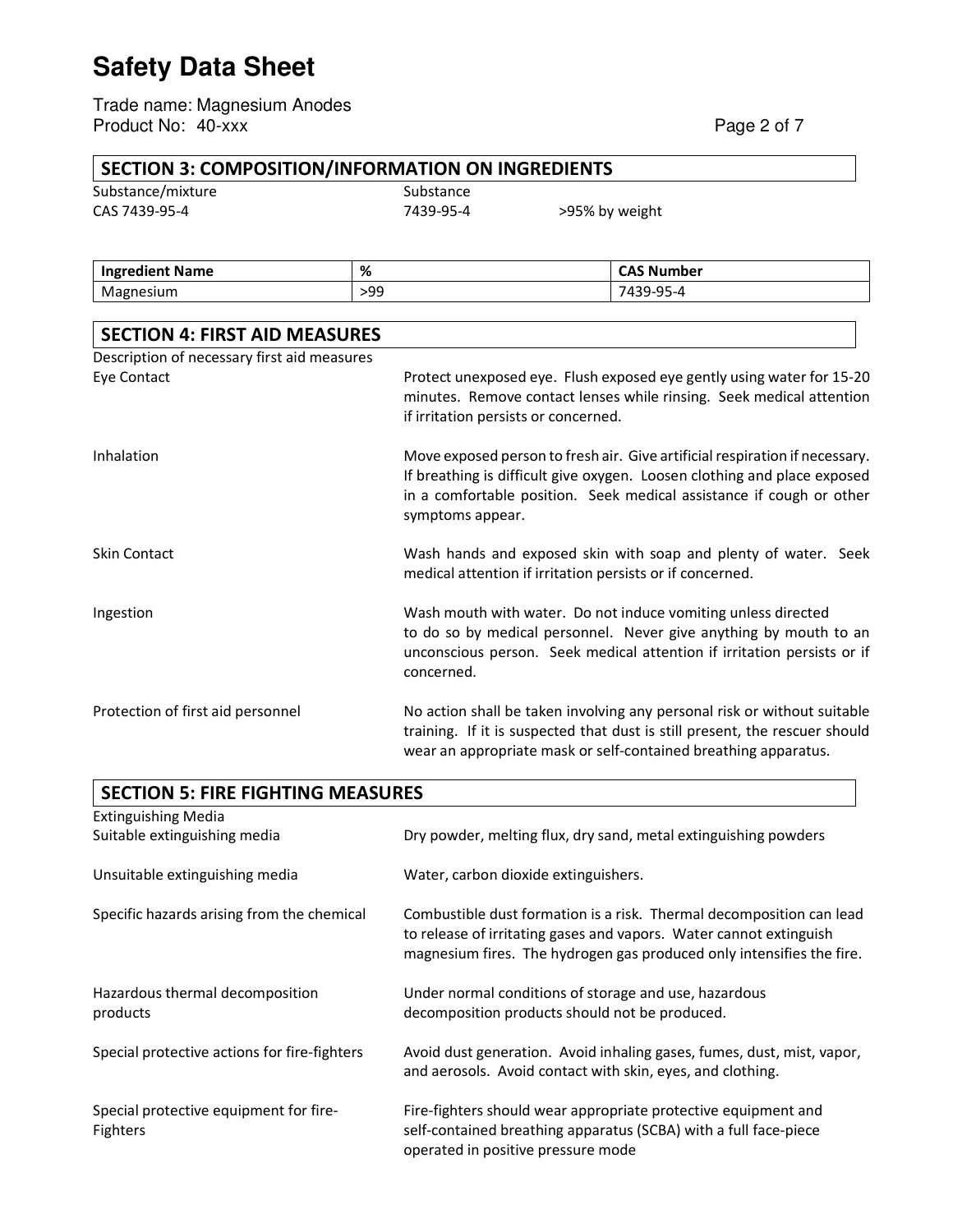## SECTION 3: COMPOSITION/INFORMATION ON INGREDIENTS

| | | |
|---|---|---|
| Substance/mixture | Substance | |
| CAS 7439-95-4 | 7439-95-4 | >95% by weight |

| Ingredient Name | % | CAS Number |
|---|---|---|
| Magnesium | >99 | 7439-95-4 |

## SECTION 4: FIRST AID MEASURES

Description of necessary first aid measures

| | |
|---|---|
| Eye Contact | Protect unexposed eye. Flush exposed eye gently using water for 15-20 minutes. Remove contact lenses while rinsing. Seek medical attention if irritation persists or concerned. |
| Inhalation | Move exposed person to fresh air. Give artificial respiration if necessary. If breathing is difficult give oxygen. Loosen clothing and place exposed in a comfortable position. Seek medical assistance if cough or other symptoms appear. |
| Skin Contact | Wash hands and exposed skin with soap and plenty of water. Seek medical attention if irritation persists or if concerned. |
| Ingestion | Wash mouth with water. Do not induce vomiting unless directed to do so by medical personnel. Never give anything by mouth to an unconscious person. Seek medical attention if irritation persists or if concerned. |
| Protection of first aid personnel | No action shall be taken involving any personal risk or without suitable training. If it is suspected that dust is still present, the rescuer should wear an appropriate mask or self-contained breathing apparatus. |

## SECTION 5: FIRE FIGHTING MEASURES

Extinguishing Media

| | |
|---|---|
| Suitable extinguishing media | Dry powder, melting flux, dry sand, metal extinguishing powders |
| Unsuitable extinguishing media | Water, carbon dioxide extinguishers. |
| Specific hazards arising from the chemical | Combustible dust formation is a risk. Thermal decomposition can lead to release of irritating gases and vapors. Water cannot extinguish magnesium fires. The hydrogen gas produced only intensifies the fire. |
| Hazardous thermal decomposition products | Under normal conditions of storage and use, hazardous decomposition products should not be produced. |
| Special protective actions for fire-fighters | Avoid dust generation. Avoid inhaling gases, fumes, dust, mist, vapor, and aerosols. Avoid contact with skin, eyes, and clothing. |
| Special protective equipment for fire-Fighters | Fire-fighters should wear appropriate protective equipment and self-contained breathing apparatus (SCBA) with a full face-piece operated in positive pressure mode |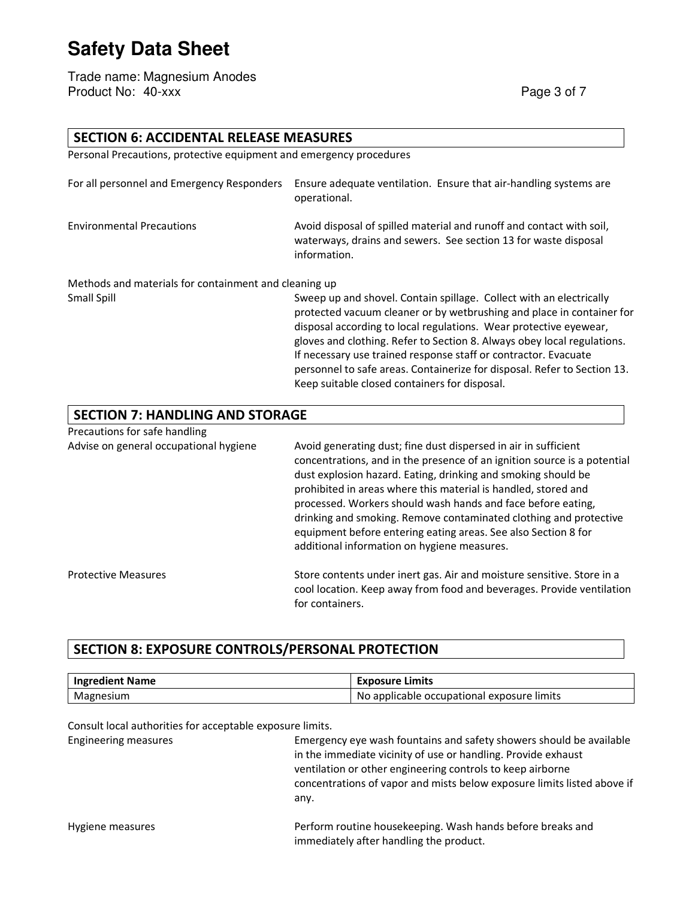## SECTION 6: ACCIDENTAL RELEASE MEASURES

Personal Precautions, protective equipment and emergency procedures

| | |
|---|---|
| For all personnel and Emergency Responders | Ensure adequate ventilation. Ensure that air-handling systems are operational. |
| Environmental Precautions | Avoid disposal of spilled material and runoff and contact with soil, waterways, drains and sewers. See section 13 for waste disposal information. |

Methods and materials for containment and cleaning up

| | |
|---|---|
| Small Spill | Sweep up and shovel. Contain spillage. Collect with an electrically protected vacuum cleaner or by wetbrushing and place in container for disposal according to local regulations. Wear protective eyewear, gloves and clothing. Refer to Section 8. Always obey local regulations. If necessary use trained response staff or contractor. Evacuate personnel to safe areas. Containerize for disposal. Refer to Section 13. Keep suitable closed containers for disposal. |

## SECTION 7: HANDLING AND STORAGE

Precautions for safe handling

| | |
|---|---|
| Advise on general occupational hygiene | Avoid generating dust; fine dust dispersed in air in sufficient concentrations, and in the presence of an ignition source is a potential dust explosion hazard. Eating, drinking and smoking should be prohibited in areas where this material is handled, stored and processed. Workers should wash hands and face before eating, drinking and smoking. Remove contaminated clothing and protective equipment before entering eating areas. See also Section 8 for additional information on hygiene measures. |
| Protective Measures | Store contents under inert gas. Air and moisture sensitive. Store in a cool location. Keep away from food and beverages. Provide ventilation for containers. |

## SECTION 8: EXPOSURE CONTROLS/PERSONAL PROTECTION

| Ingredient Name | Exposure Limits |
|---|---|
| Magnesium | No applicable occupational exposure limits |

Consult local authorities for acceptable exposure limits.

| | |
|---|---|
| Engineering measures | Emergency eye wash fountains and safety showers should be available in the immediate vicinity of use or handling. Provide exhaust ventilation or other engineering controls to keep airborne concentrations of vapor and mists below exposure limits listed above if any. |
| Hygiene measures | Perform routine housekeeping. Wash hands before breaks and immediately after handling the product. |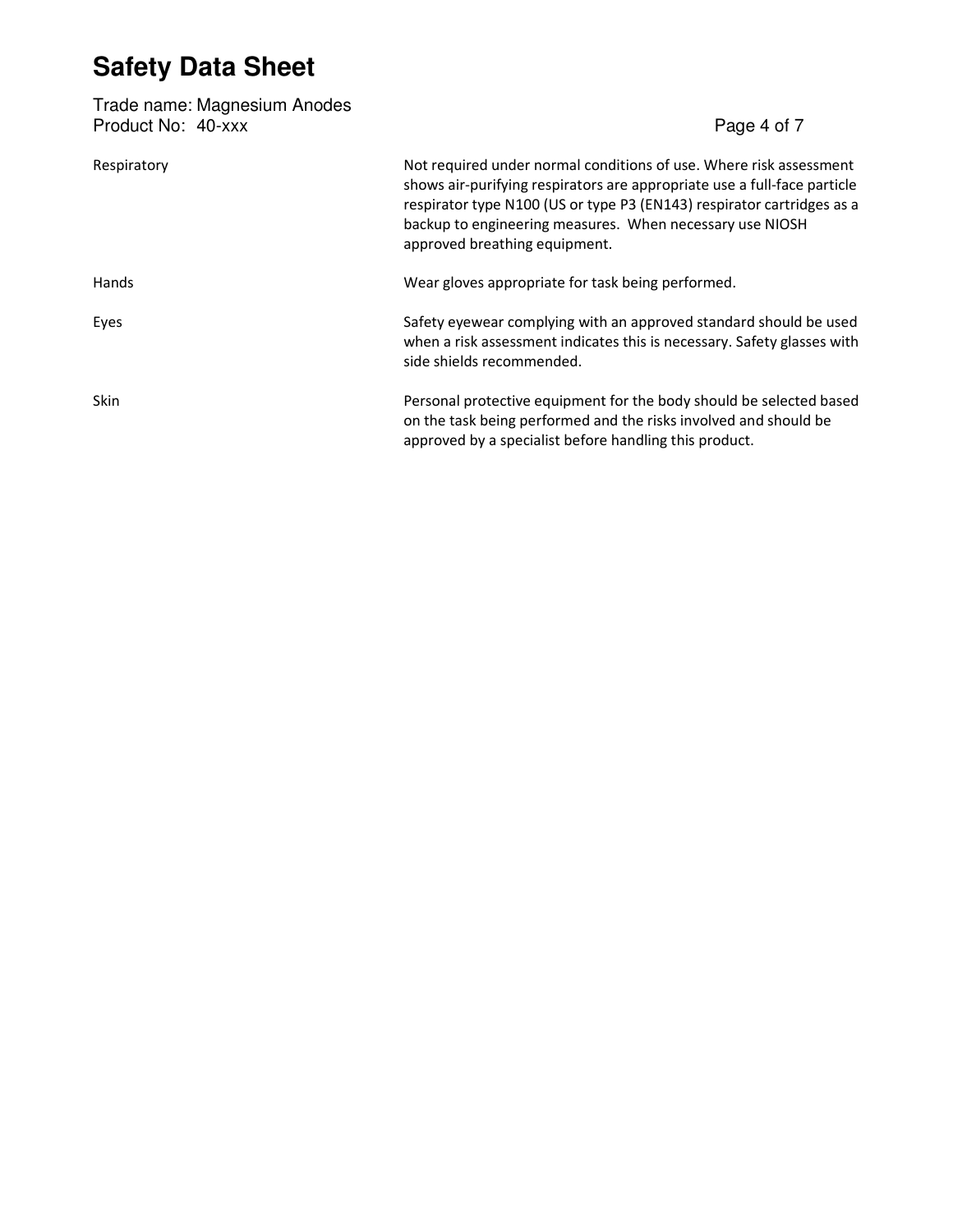| | |
|---|---|
| Respiratory | Not required under normal conditions of use. Where risk assessment shows air-purifying respirators are appropriate use a full-face particle respirator type N100 (US or type P3 (EN143) respirator cartridges as a backup to engineering measures. When necessary use NIOSH approved breathing equipment. |
| Hands | Wear gloves appropriate for task being performed. |
| Eyes | Safety eyewear complying with an approved standard should be used when a risk assessment indicates this is necessary. Safety glasses with side shields recommended. |
| Skin | Personal protective equipment for the body should be selected based on the task being performed and the risks involved and should be approved by a specialist before handling this product. |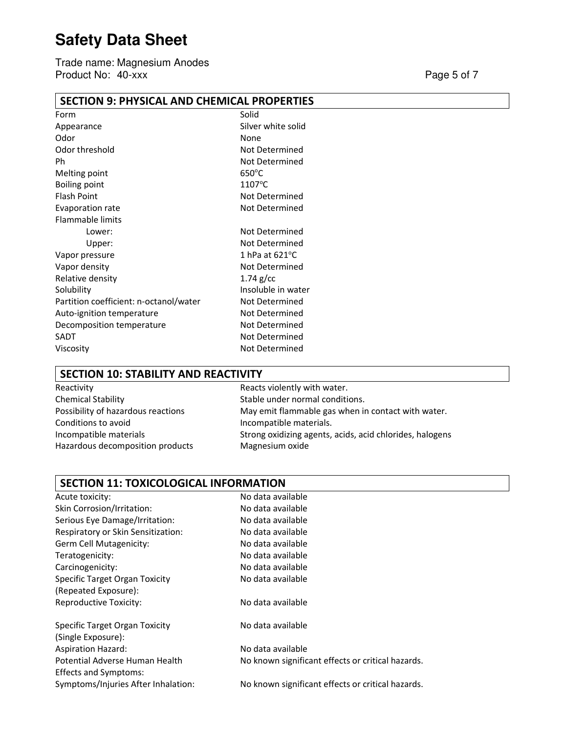## SECTION 9: PHYSICAL AND CHEMICAL PROPERTIES

| | |
|---|---|
| Form | Solid |
| Appearance | Silver white solid |
| Odor | None |
| Odor threshold | Not Determined |
| Ph | Not Determined |
| Melting point | 650°C |
| Boiling point | 1107°C |
| Flash Point | Not Determined |
| Evaporation rate | Not Determined |
| Flammable limits | |
| Lower: | Not Determined |
| Upper: | Not Determined |
| Vapor pressure | 1 hPa at 621°C |
| Vapor density | Not Determined |
| Relative density | 1.74 g/cc |
| Solubility | Insoluble in water |
| Partition coefficient: n-octanol/water | Not Determined |
| Auto-ignition temperature | Not Determined |
| Decomposition temperature | Not Determined |
| SADT | Not Determined |
| Viscosity | Not Determined |

## SECTION 10: STABILITY AND REACTIVITY

| | |
|---|---|
| Reactivity | Reacts violently with water. |
| Chemical Stability | Stable under normal conditions. |
| Possibility of hazardous reactions | May emit flammable gas when in contact with water. |
| Conditions to avoid | Incompatible materials. |
| Incompatible materials | Strong oxidizing agents, acids, acid chlorides, halogens |
| Hazardous decomposition products | Magnesium oxide |

## SECTION 11: TOXICOLOGICAL INFORMATION

| | |
|---|---|
| Acute toxicity: | No data available |
| Skin Corrosion/Irritation: | No data available |
| Serious Eye Damage/Irritation: | No data available |
| Respiratory or Skin Sensitization: | No data available |
| Germ Cell Mutagenicity: | No data available |
| Teratogenicity: | No data available |
| Carcinogenicity: | No data available |
| Specific Target Organ Toxicity (Repeated Exposure): | No data available |
| Reproductive Toxicity: | No data available |
| Specific Target Organ Toxicity (Single Exposure): | No data available |
| Aspiration Hazard: | No data available |
| Potential Adverse Human Health Effects and Symptoms: | No known significant effects or critical hazards. |
| Symptoms/Injuries After Inhalation: | No known significant effects or critical hazards. |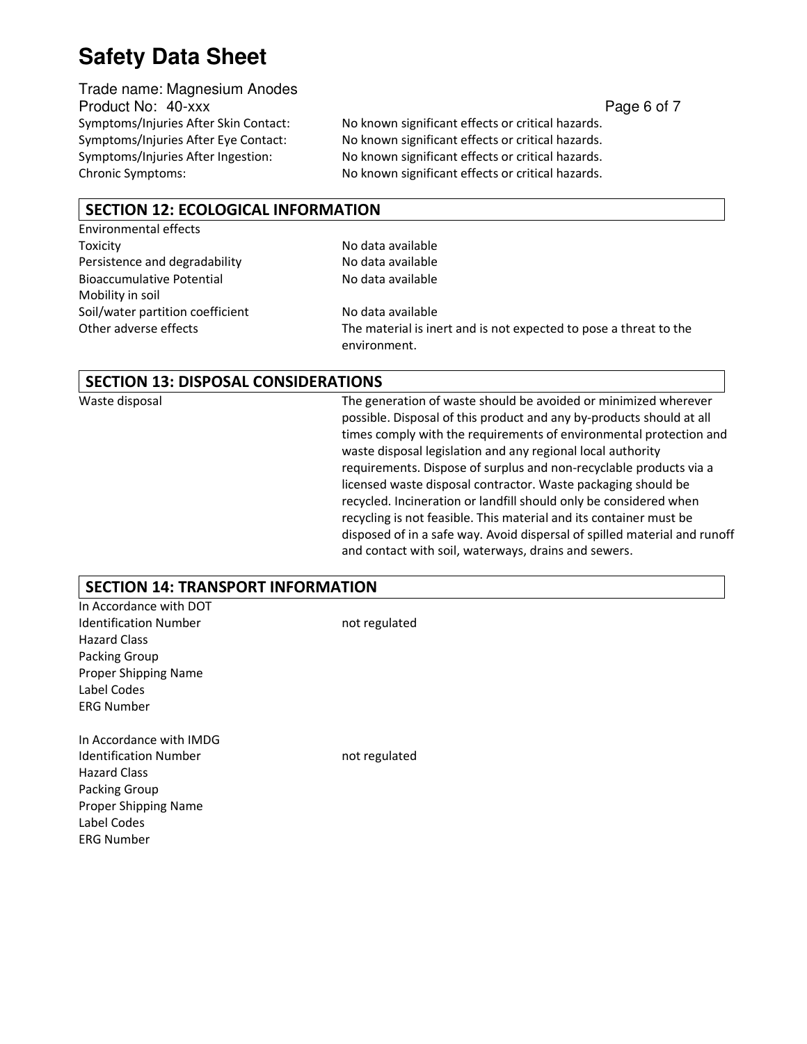| | |
|---|---|
| Symptoms/Injuries After Skin Contact: | No known significant effects or critical hazards. |
| Symptoms/Injuries After Eye Contact: | No known significant effects or critical hazards. |
| Symptoms/Injuries After Ingestion: | No known significant effects or critical hazards. |
| Chronic Symptoms: | No known significant effects or critical hazards. |

## SECTION 12: ECOLOGICAL INFORMATION

| | |
|---|---|
| Environmental effects | |
| Toxicity | No data available |
| Persistence and degradability | No data available |
| Bioaccumulative Potential | No data available |
| Mobility in soil | |
| Soil/water partition coefficient | No data available |
| Other adverse effects | The material is inert and is not expected to pose a threat to the environment. |

## SECTION 13: DISPOSAL CONSIDERATIONS

| | |
|---|---|
| Waste disposal | The generation of waste should be avoided or minimized wherever possible. Disposal of this product and any by-products should at all times comply with the requirements of environmental protection and waste disposal legislation and any regional local authority requirements. Dispose of surplus and non-recyclable products via a licensed waste disposal contractor. Waste packaging should be recycled. Incineration or landfill should only be considered when recycling is not feasible. This material and its container must be disposed of in a safe way. Avoid dispersal of spilled material and runoff and contact with soil, waterways, drains and sewers. |

## SECTION 14: TRANSPORT INFORMATION

| | |
|---|---|
| In Accordance with DOT | |
| Identification Number | not regulated |
| Hazard Class | |
| Packing Group | |
| Proper Shipping Name | |
| Label Codes | |
| ERG Number | |

| | |
|---|---|
| In Accordance with IMDG | |
| Identification Number | not regulated |
| Hazard Class | |
| Packing Group | |
| Proper Shipping Name | |
| Label Codes | |
| ERG Number | |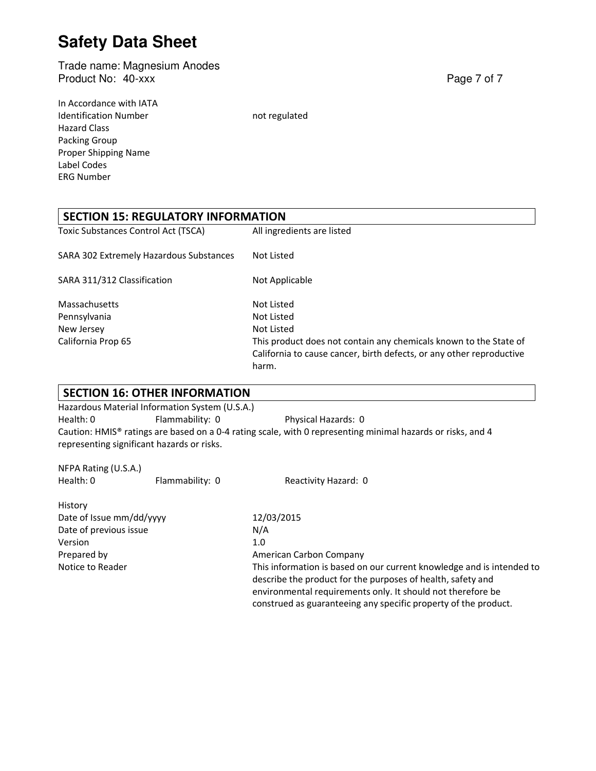In Accordance with IATA

| | |
|---|---|
| Identification Number | not regulated |
| Hazard Class | |
| Packing Group | |
| Proper Shipping Name | |
| Label Codes | |
| ERG Number | |

## SECTION 15: REGULATORY INFORMATION

| | |
|---|---|
| Toxic Substances Control Act (TSCA) | All ingredients are listed |
| SARA 302 Extremely Hazardous Substances | Not Listed |
| SARA 311/312 Classification | Not Applicable |
| Massachusetts | Not Listed |
| Pennsylvania | Not Listed |
| New Jersey | Not Listed |
| California Prop 65 | This product does not contain any chemicals known to the State of California to cause cancer, birth defects, or any other reproductive harm. |

## SECTION 16: OTHER INFORMATION

Hazardous Material Information System (U.S.A.)

Health: 0 Flammability: 0 Physical Hazards: 0

Caution: HMIS® ratings are based on a 0-4 rating scale, with 0 representing minimal hazards or risks, and 4 representing significant hazards or risks.

NFPA Rating (U.S.A.)

Health: 0 Flammability: 0 Reactivity Hazard: 0

History

| | |
|---|---|
| Date of Issue mm/dd/yyyy | 12/03/2015 |
| Date of previous issue | N/A |
| Version | 1.0 |
| Prepared by | American Carbon Company |
| Notice to Reader | This information is based on our current knowledge and is intended to describe the product for the purposes of health, safety and environmental requirements only. It should not therefore be construed as guaranteeing any specific property of the product. |